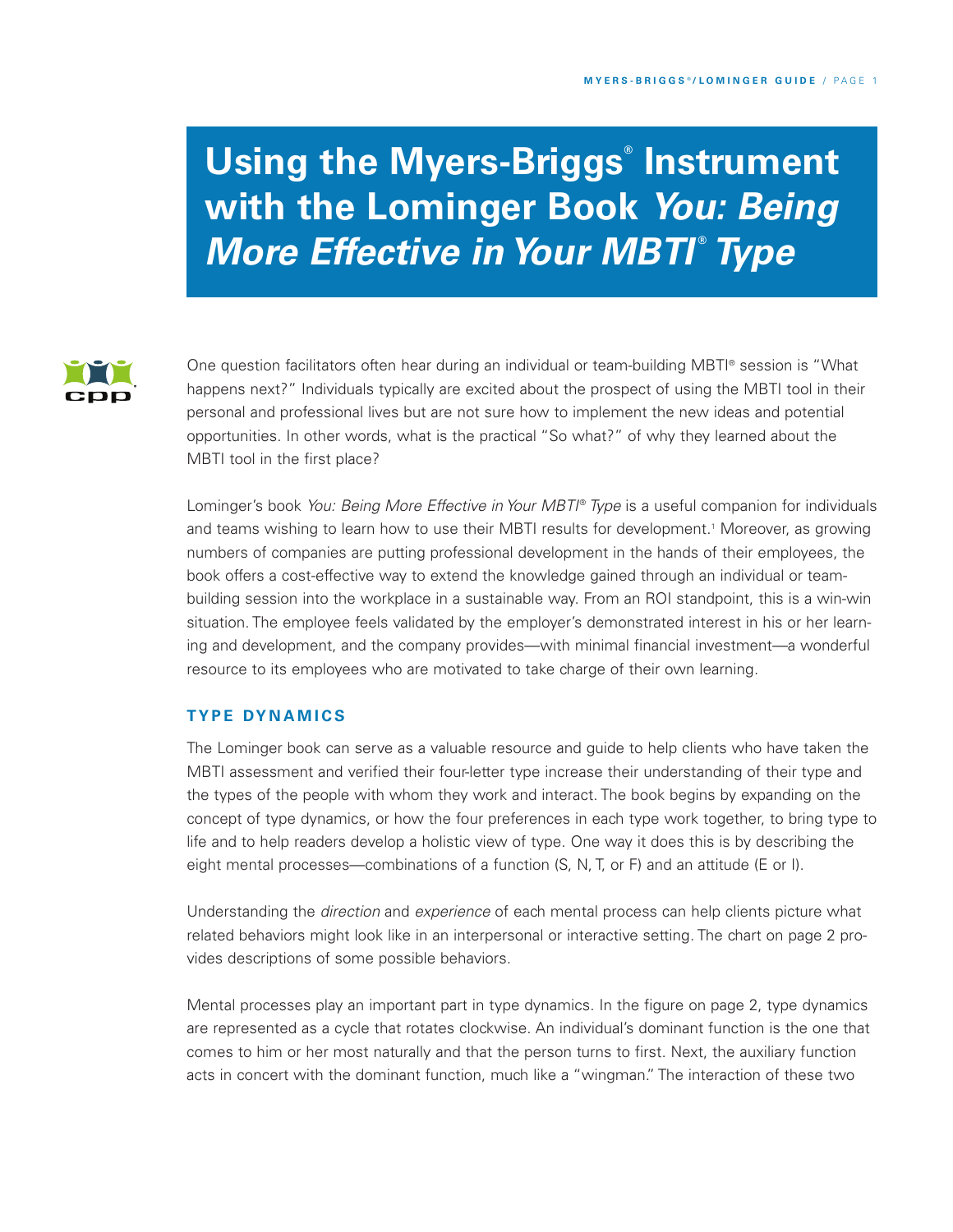# Using the Myers-Briggs® Instrument with the Lominger Book *You: Being More Effective in Your MBTI® Type*

One question facilitators often hear during an individual or team-building MBTI® session is "What happens next?" Individuals typically are excited about the prospect of using the MBTI tool in their personal and professional lives but are not sure how to implement the new ideas and potential opportunities. In other words, what is the practical "So what?" of why they learned about the MBTI tool in the first place?

Lominger's book *You: Being More Effective in Your MBTI® Type* is a useful companion for individuals and teams wishing to learn how to use their MBTI results for development.[1] Moreover, as growing numbers of companies are putting professional development in the hands of their employees, the book offers a cost-effective way to extend the knowledge gained through an individual or team-building session into the workplace in a sustainable way. From an ROI standpoint, this is a win-win situation. The employee feels validated by the employer's demonstrated interest in his or her learning and development, and the company provides—with minimal financial investment—a wonderful resource to its employees who are motivated to take charge of their own learning.

## TYPE DYNAMICS

The Lominger book can serve as a valuable resource and guide to help clients who have taken the MBTI assessment and verified their four-letter type increase their understanding of their type and the types of the people with whom they work and interact. The book begins by expanding on the concept of type dynamics, or how the four preferences in each type work together, to bring type to life and to help readers develop a holistic view of type. One way it does this is by describing the eight mental processes—combinations of a function (S, N, T, or F) and an attitude (E or I).

Understanding the *direction* and *experience* of each mental process can help clients picture what related behaviors might look like in an interpersonal or interactive setting. The chart on page 2 provides descriptions of some possible behaviors.

Mental processes play an important part in type dynamics. In the figure on page 2, type dynamics are represented as a cycle that rotates clockwise. An individual's dominant function is the one that comes to him or her most naturally and that the person turns to first. Next, the auxiliary function acts in concert with the dominant function, much like a "wingman." The interaction of these two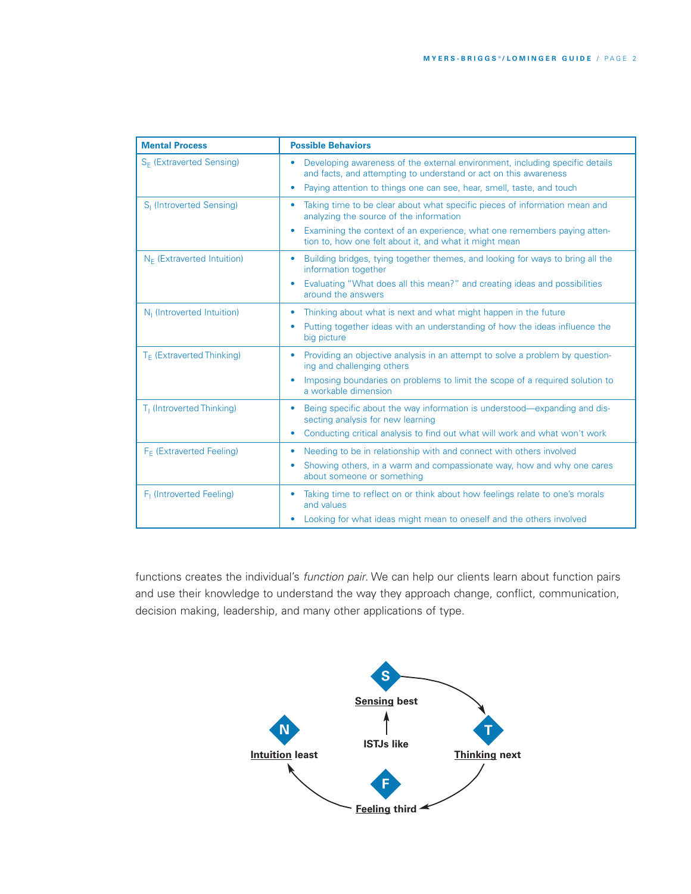| Mental Process | Possible Behaviors |
|---|---|
| $S_E$ (Extraverted Sensing) | • Developing awareness of the external environment, including specific details and facts, and attempting to understand or act on this awareness<br>• Paying attention to things one can see, hear, smell, taste, and touch |
| $S_I$ (Introverted Sensing) | • Taking time to be clear about what specific pieces of information mean and analyzing the source of the information<br>• Examining the context of an experience, what one remembers paying attention to, how one felt about it, and what it might mean |
| $N_E$ (Extraverted Intuition) | • Building bridges, tying together themes, and looking for ways to bring all the information together<br>• Evaluating "What does all this mean?" and creating ideas and possibilities around the answers |
| $N_I$ (Introverted Intuition) | • Thinking about what is next and what might happen in the future<br>• Putting together ideas with an understanding of how the ideas influence the big picture |
| $T_E$ (Extraverted Thinking) | • Providing an objective analysis in an attempt to solve a problem by questioning and challenging others<br>• Imposing boundaries on problems to limit the scope of a required solution to a workable dimension |
| $T_I$ (Introverted Thinking) | • Being specific about the way information is understood—expanding and dissecting analysis for new learning<br>• Conducting critical analysis to find out what will work and what won't work |
| $F_E$ (Extraverted Feeling) | • Needing to be in relationship with and connect with others involved<br>• Showing others, in a warm and compassionate way, how and why one cares about someone or something |
| $F_I$ (Introverted Feeling) | • Taking time to reflect on or think about how feelings relate to one's morals and values<br>• Looking for what ideas might mean to oneself and the others involved |

functions creates the individual's *function pair*. We can help our clients learn about function pairs and use their knowledge to understand the way they approach change, conflict, communication, decision making, leadership, and many other applications of type.

**ISTJs like**

**S** — **Sensing best**

**T** — **Thinking next**

**F** — **Feeling third**

**N** — **Intuition least**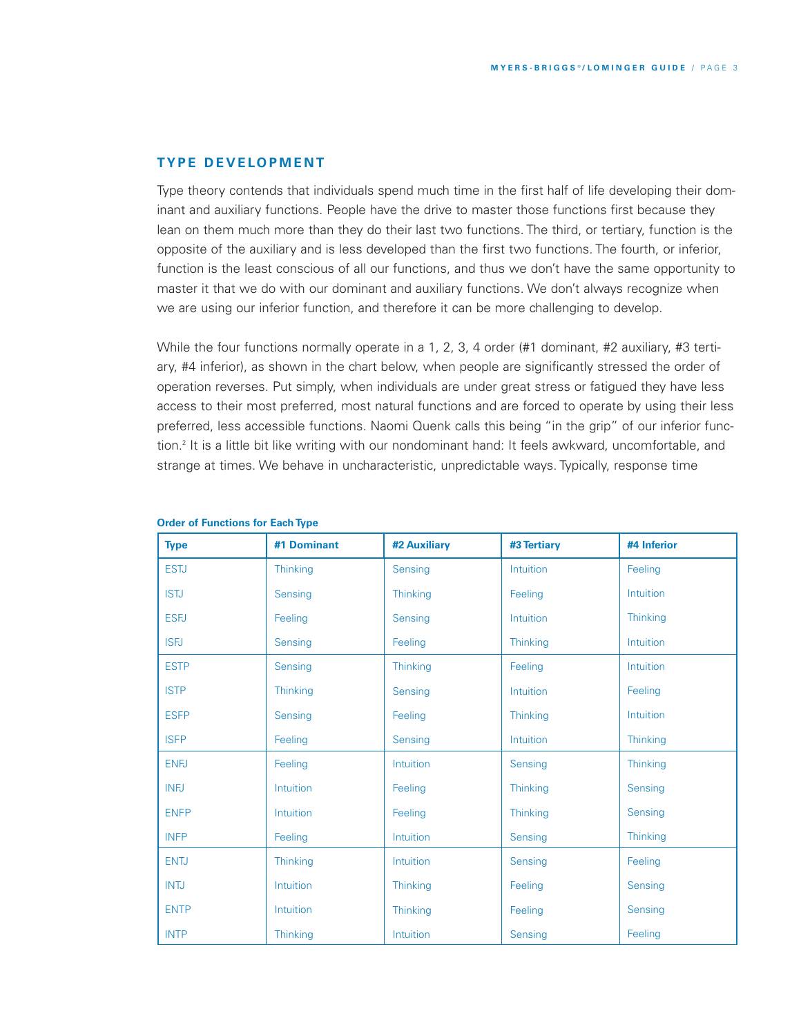## TYPE DEVELOPMENT

Type theory contends that individuals spend much time in the first half of life developing their dominant and auxiliary functions. People have the drive to master those functions first because they lean on them much more than they do their last two functions. The third, or tertiary, function is the opposite of the auxiliary and is less developed than the first two functions. The fourth, or inferior, function is the least conscious of all our functions, and thus we don't have the same opportunity to master it that we do with our dominant and auxiliary functions. We don't always recognize when we are using our inferior function, and therefore it can be more challenging to develop.

While the four functions normally operate in a 1, 2, 3, 4 order (#1 dominant, #2 auxiliary, #3 tertiary, #4 inferior), as shown in the chart below, when people are significantly stressed the order of operation reverses. Put simply, when individuals are under great stress or fatigued they have less access to their most preferred, most natural functions and are forced to operate by using their less preferred, less accessible functions. Naomi Quenk calls this being "in the grip" of our inferior function.[2] It is a little bit like writing with our nondominant hand: It feels awkward, uncomfortable, and strange at times. We behave in uncharacteristic, unpredictable ways. Typically, response time

**Order of Functions for Each Type**

| Type | #1 Dominant | #2 Auxiliary | #3 Tertiary | #4 Inferior |
|---|---|---|---|---|
| ESTJ | Thinking | Sensing | Intuition | Feeling |
| ISTJ | Sensing | Thinking | Feeling | Intuition |
| ESFJ | Feeling | Sensing | Intuition | Thinking |
| ISFJ | Sensing | Feeling | Thinking | Intuition |
| ESTP | Sensing | Thinking | Feeling | Intuition |
| ISTP | Thinking | Sensing | Intuition | Feeling |
| ESFP | Sensing | Feeling | Thinking | Intuition |
| ISFP | Feeling | Sensing | Intuition | Thinking |
| ENFJ | Feeling | Intuition | Sensing | Thinking |
| INFJ | Intuition | Feeling | Thinking | Sensing |
| ENFP | Intuition | Feeling | Thinking | Sensing |
| INFP | Feeling | Intuition | Sensing | Thinking |
| ENTJ | Thinking | Intuition | Sensing | Feeling |
| INTJ | Intuition | Thinking | Feeling | Sensing |
| ENTP | Intuition | Thinking | Feeling | Sensing |
| INTP | Thinking | Intuition | Sensing | Feeling |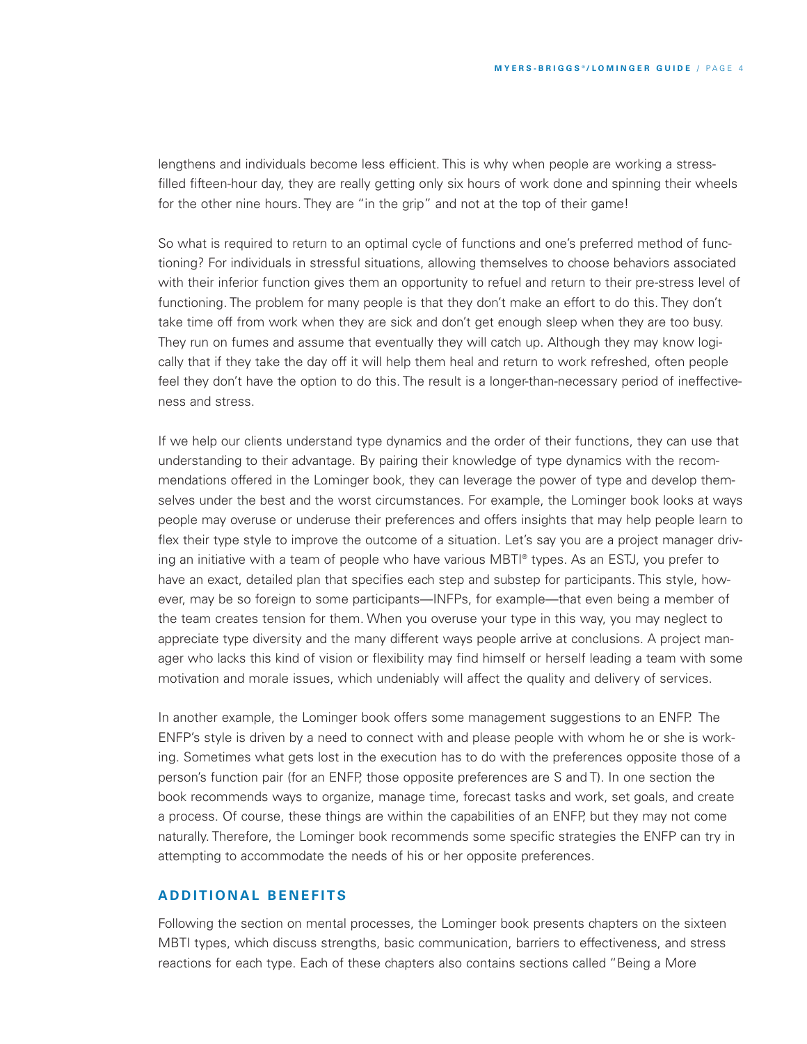lengthens and individuals become less efficient. This is why when people are working a stress-filled fifteen-hour day, they are really getting only six hours of work done and spinning their wheels for the other nine hours. They are "in the grip" and not at the top of their game!

So what is required to return to an optimal cycle of functions and one's preferred method of functioning? For individuals in stressful situations, allowing themselves to choose behaviors associated with their inferior function gives them an opportunity to refuel and return to their pre-stress level of functioning. The problem for many people is that they don't make an effort to do this. They don't take time off from work when they are sick and don't get enough sleep when they are too busy. They run on fumes and assume that eventually they will catch up. Although they may know logically that if they take the day off it will help them heal and return to work refreshed, often people feel they don't have the option to do this. The result is a longer-than-necessary period of ineffectiveness and stress.

If we help our clients understand type dynamics and the order of their functions, they can use that understanding to their advantage. By pairing their knowledge of type dynamics with the recommendations offered in the Lominger book, they can leverage the power of type and develop themselves under the best and the worst circumstances. For example, the Lominger book looks at ways people may overuse or underuse their preferences and offers insights that may help people learn to flex their type style to improve the outcome of a situation. Let's say you are a project manager driving an initiative with a team of people who have various MBTI® types. As an ESTJ, you prefer to have an exact, detailed plan that specifies each step and substep for participants. This style, however, may be so foreign to some participants—INFPs, for example—that even being a member of the team creates tension for them. When you overuse your type in this way, you may neglect to appreciate type diversity and the many different ways people arrive at conclusions. A project manager who lacks this kind of vision or flexibility may find himself or herself leading a team with some motivation and morale issues, which undeniably will affect the quality and delivery of services.

In another example, the Lominger book offers some management suggestions to an ENFP. The ENFP's style is driven by a need to connect with and please people with whom he or she is working. Sometimes what gets lost in the execution has to do with the preferences opposite those of a person's function pair (for an ENFP, those opposite preferences are S and T). In one section the book recommends ways to organize, manage time, forecast tasks and work, set goals, and create a process. Of course, these things are within the capabilities of an ENFP, but they may not come naturally. Therefore, the Lominger book recommends some specific strategies the ENFP can try in attempting to accommodate the needs of his or her opposite preferences.

## ADDITIONAL BENEFITS

Following the section on mental processes, the Lominger book presents chapters on the sixteen MBTI types, which discuss strengths, basic communication, barriers to effectiveness, and stress reactions for each type. Each of these chapters also contains sections called "Being a More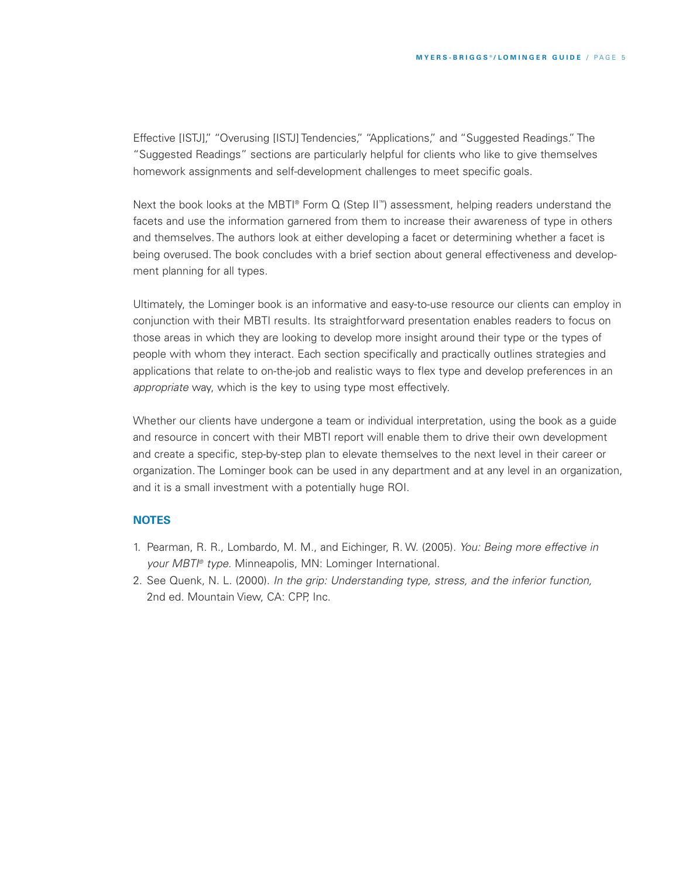Effective [ISTJ]," "Overusing [ISTJ] Tendencies," "Applications," and "Suggested Readings." The "Suggested Readings" sections are particularly helpful for clients who like to give themselves homework assignments and self-development challenges to meet specific goals.

Next the book looks at the MBTI® Form Q (Step II™) assessment, helping readers understand the facets and use the information garnered from them to increase their awareness of type in others and themselves. The authors look at either developing a facet or determining whether a facet is being overused. The book concludes with a brief section about general effectiveness and development planning for all types.

Ultimately, the Lominger book is an informative and easy-to-use resource our clients can employ in conjunction with their MBTI results. Its straightforward presentation enables readers to focus on those areas in which they are looking to develop more insight around their type or the types of people with whom they interact. Each section specifically and practically outlines strategies and applications that relate to on-the-job and realistic ways to flex type and develop preferences in an *appropriate* way, which is the key to using type most effectively.

Whether our clients have undergone a team or individual interpretation, using the book as a guide and resource in concert with their MBTI report will enable them to drive their own development and create a specific, step-by-step plan to elevate themselves to the next level in their career or organization. The Lominger book can be used in any department and at any level in an organization, and it is a small investment with a potentially huge ROI.

## NOTES

1. Pearman, R. R., Lombardo, M. M., and Eichinger, R. W. (2005). *You: Being more effective in your MBTI® type.* Minneapolis, MN: Lominger International.
2. See Quenk, N. L. (2000). *In the grip: Understanding type, stress, and the inferior function,* 2nd ed. Mountain View, CA: CPP, Inc.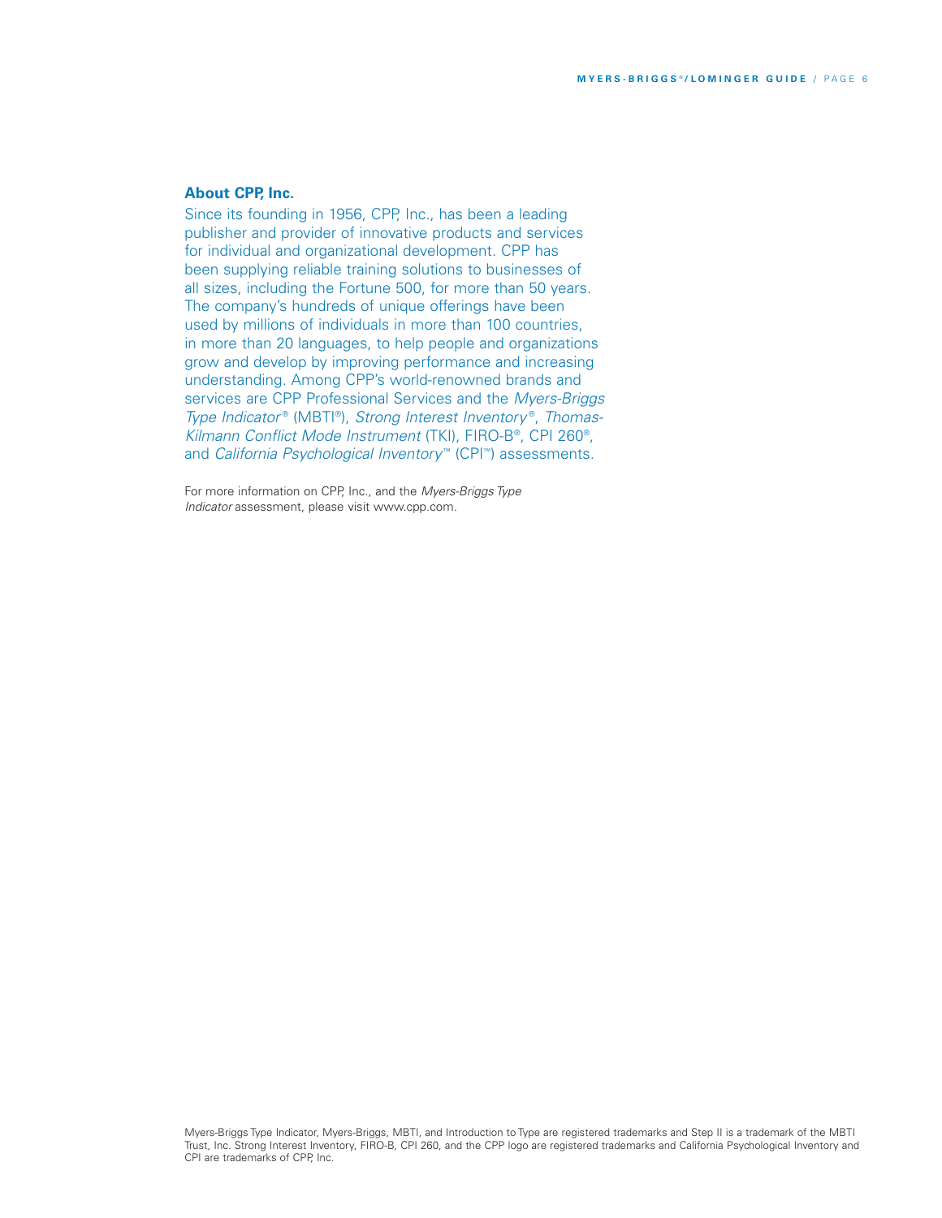## About CPP, Inc.

Since its founding in 1956, CPP, Inc., has been a leading publisher and provider of innovative products and services for individual and organizational development. CPP has been supplying reliable training solutions to businesses of all sizes, including the Fortune 500, for more than 50 years. The company's hundreds of unique offerings have been used by millions of individuals in more than 100 countries, in more than 20 languages, to help people and organizations grow and develop by improving performance and increasing understanding. Among CPP's world-renowned brands and services are CPP Professional Services and the *Myers-Briggs Type Indicator®* (MBTI®), *Strong Interest Inventory®*, *Thomas-Kilmann Conflict Mode Instrument* (TKI), FIRO-B®, CPI 260®, and *California Psychological Inventory™* (CPI™) assessments.

For more information on CPP, Inc., and the *Myers-Briggs Type Indicator* assessment, please visit www.cpp.com.

Myers-Briggs Type Indicator, Myers-Briggs, MBTI, and Introduction to Type are registered trademarks and Step II is a trademark of the MBTI Trust, Inc. Strong Interest Inventory, FIRO-B, CPI 260, and the CPP logo are registered trademarks and California Psychological Inventory and CPI are trademarks of CPP, Inc.